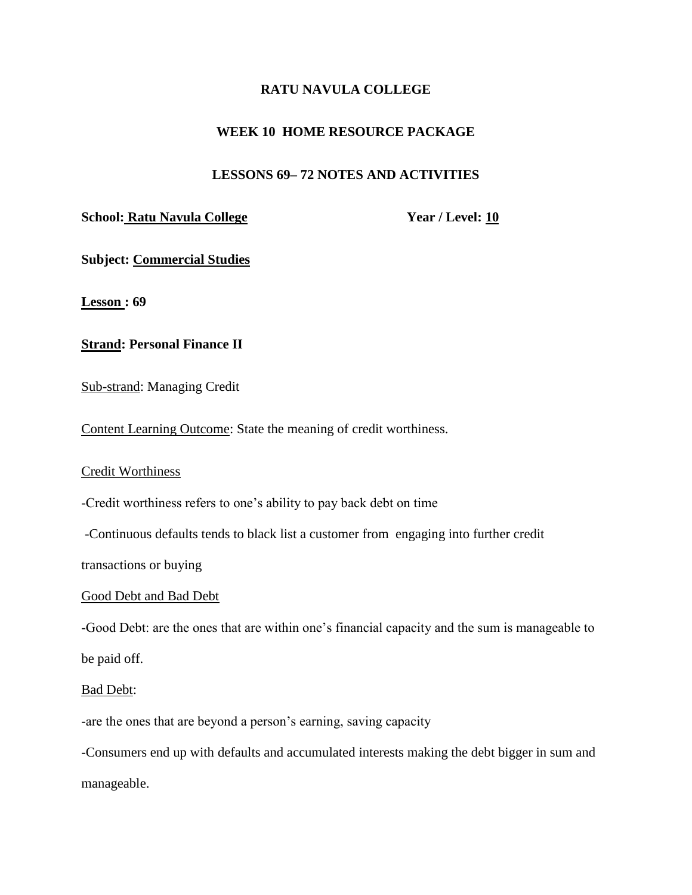**RATU NAVULA COLLEGE**

**WEEK 10 HOME RESOURCE PACKAGE**

**LESSONS 69– 72 NOTES AND ACTIVITIES**

**School: Ratu Navula College** **Year / Level: 10**

**Subject: Commercial Studies**

**Lesson : 69**

**Strand: Personal Finance II**

Sub-strand: Managing Credit

Content Learning Outcome: State the meaning of credit worthiness.

Credit Worthiness

-Credit worthiness refers to one's ability to pay back debt on time

-Continuous defaults tends to black list a customer from engaging into further credit transactions or buying

Good Debt and Bad Debt

-Good Debt: are the ones that are within one's financial capacity and the sum is manageable to be paid off.

Bad Debt:

-are the ones that are beyond a person's earning, saving capacity

-Consumers end up with defaults and accumulated interests making the debt bigger in sum and manageable.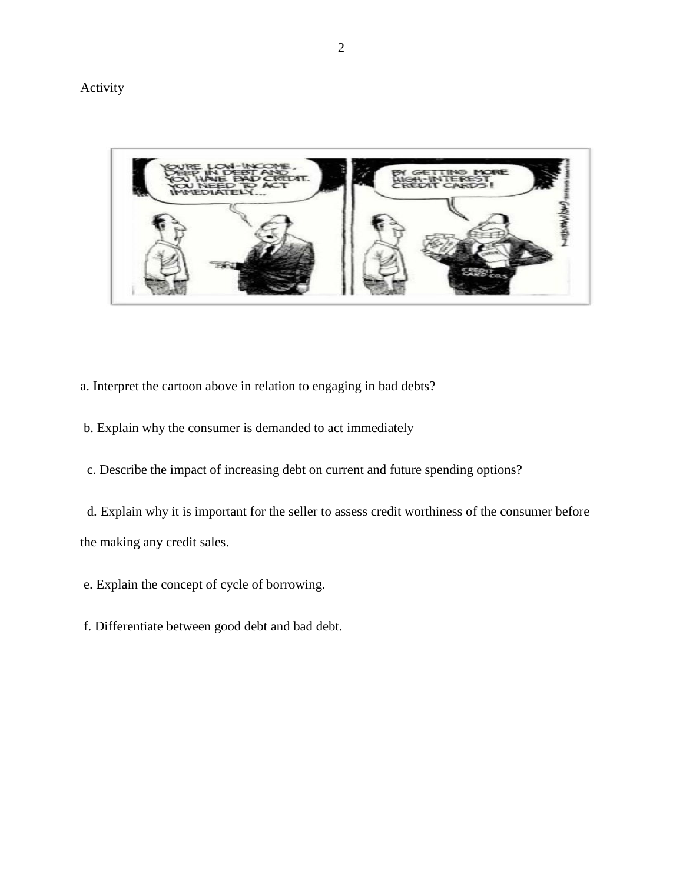Activity

a. Interpret the cartoon above in relation to engaging in bad debts?

b. Explain why the consumer is demanded to act immediately

c. Describe the impact of increasing debt on current and future spending options?

d. Explain why it is important for the seller to assess credit worthiness of the consumer before the making any credit sales.

e. Explain the concept of cycle of borrowing.

f. Differentiate between good debt and bad debt.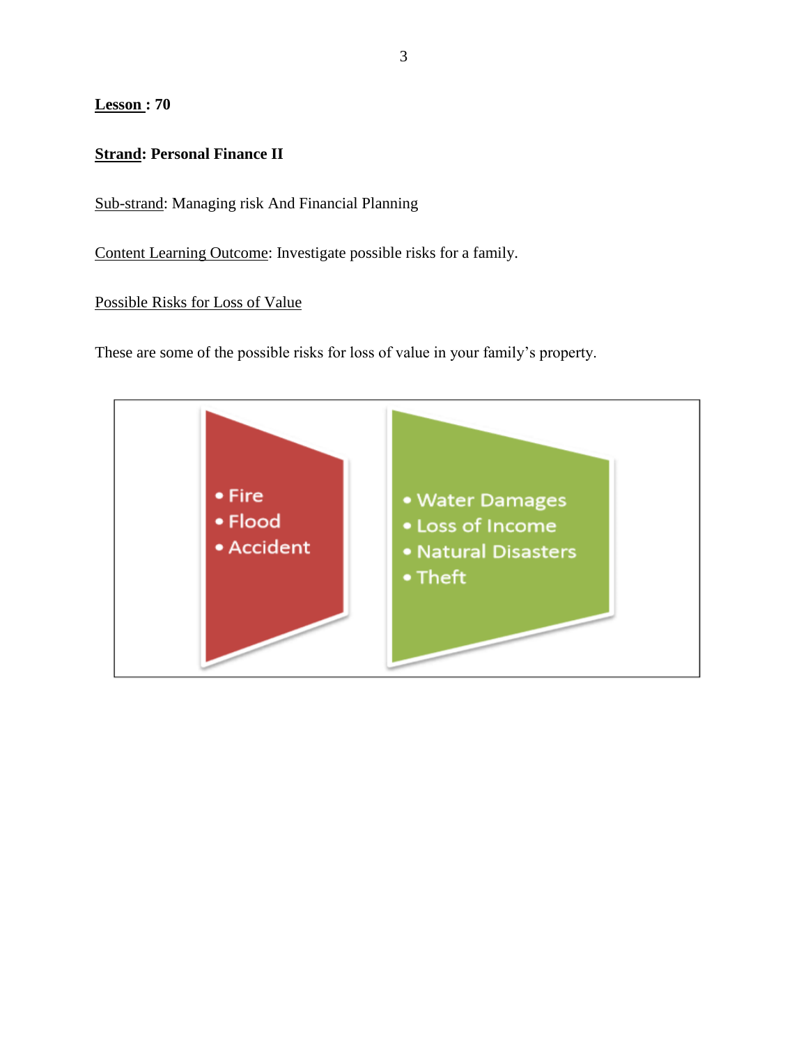**Lesson : 70**

**Strand: Personal Finance II**

Sub-strand: Managing risk And Financial Planning

Content Learning Outcome: Investigate possible risks for a family.

Possible Risks for Loss of Value

These are some of the possible risks for loss of value in your family's property.

- Fire
- Flood
- Accident

- Water Damages
- Loss of Income
- Natural Disasters
- Theft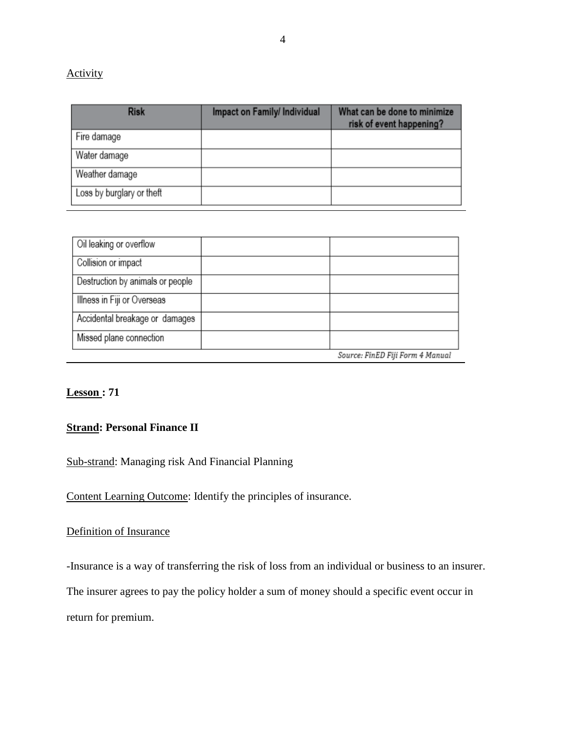Activity

| Risk | Impact on Family/ Individual | What can be done to minimize risk of event happening? |
| --- | --- | --- |
| Fire damage | | |
| Water damage | | |
| Weather damage | | |
| Loss by burglary or theft | | |
| Oil leaking or overflow | | |
| Collision or impact | | |
| Destruction by animals or people | | |
| Illness in Fiji or Overseas | | |
| Accidental breakage or damages | | |
| Missed plane connection | | |

*Source: FinED Fiji Form 4 Manual*

**Lesson : 71**

**Strand: Personal Finance II**

Sub-strand: Managing risk And Financial Planning

Content Learning Outcome: Identify the principles of insurance.

Definition of Insurance

-Insurance is a way of transferring the risk of loss from an individual or business to an insurer. The insurer agrees to pay the policy holder a sum of money should a specific event occur in return for premium.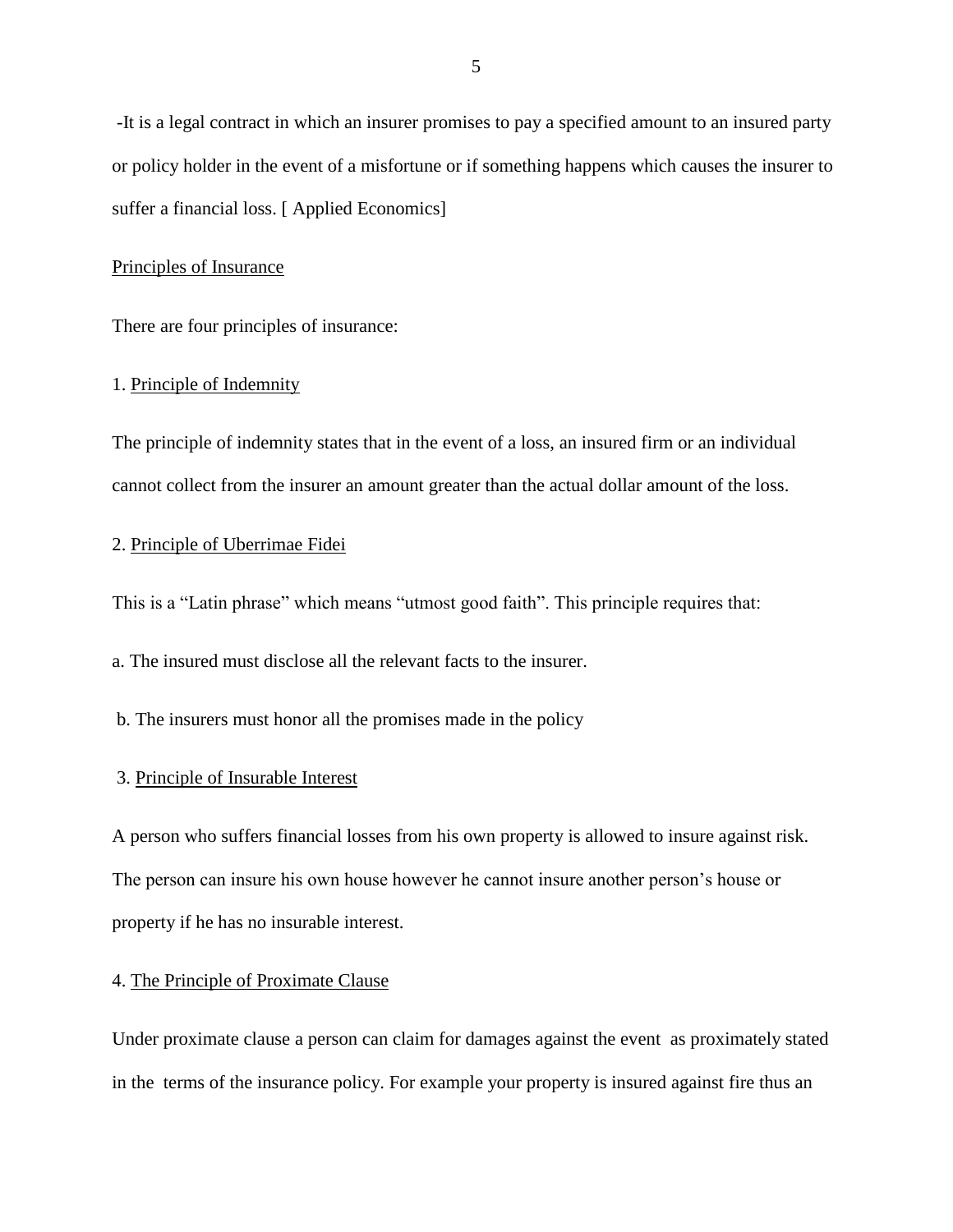-It is a legal contract in which an insurer promises to pay a specified amount to an insured party or policy holder in the event of a misfortune or if something happens which causes the insurer to suffer a financial loss. [ Applied Economics]

<u>Principles of Insurance</u>

There are four principles of insurance:

1. <u>Principle of Indemnity</u>

The principle of indemnity states that in the event of a loss, an insured firm or an individual cannot collect from the insurer an amount greater than the actual dollar amount of the loss.

2. <u>Principle of Uberrimae Fidei</u>

This is a "Latin phrase" which means "utmost good faith". This principle requires that:

a. The insured must disclose all the relevant facts to the insurer.

b. The insurers must honor all the promises made in the policy

3. <u>Principle of Insurable Interest</u>

A person who suffers financial losses from his own property is allowed to insure against risk. The person can insure his own house however he cannot insure another person's house or property if he has no insurable interest.

4. <u>The Principle of Proximate Clause</u>

Under proximate clause a person can claim for damages against the event as proximately stated in the terms of the insurance policy. For example your property is insured against fire thus an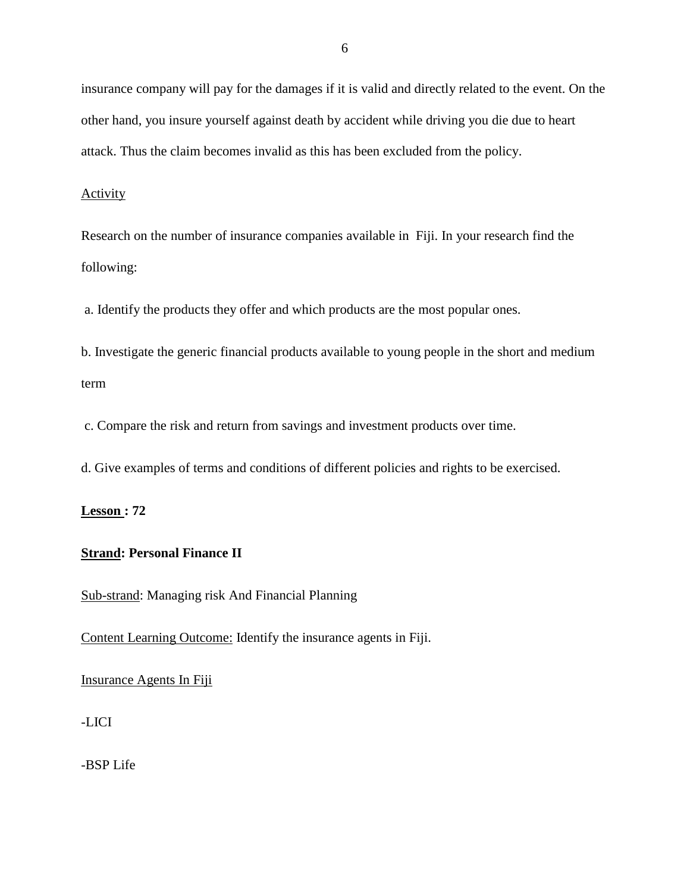insurance company will pay for the damages if it is valid and directly related to the event. On the other hand, you insure yourself against death by accident while driving you die due to heart attack. Thus the claim becomes invalid as this has been excluded from the policy.

<u>Activity</u>

Research on the number of insurance companies available in Fiji. In your research find the following:

a. Identify the products they offer and which products are the most popular ones.

b. Investigate the generic financial products available to young people in the short and medium term

c. Compare the risk and return from savings and investment products over time.

d. Give examples of terms and conditions of different policies and rights to be exercised.

**<u>Lesson</u> : 72**

**<u>Strand</u>: Personal Finance II**

<u>Sub-strand</u>: Managing risk And Financial Planning

<u>Content Learning Outcome:</u> Identify the insurance agents in Fiji.

<u>Insurance Agents In Fiji</u>

-LICI

-BSP Life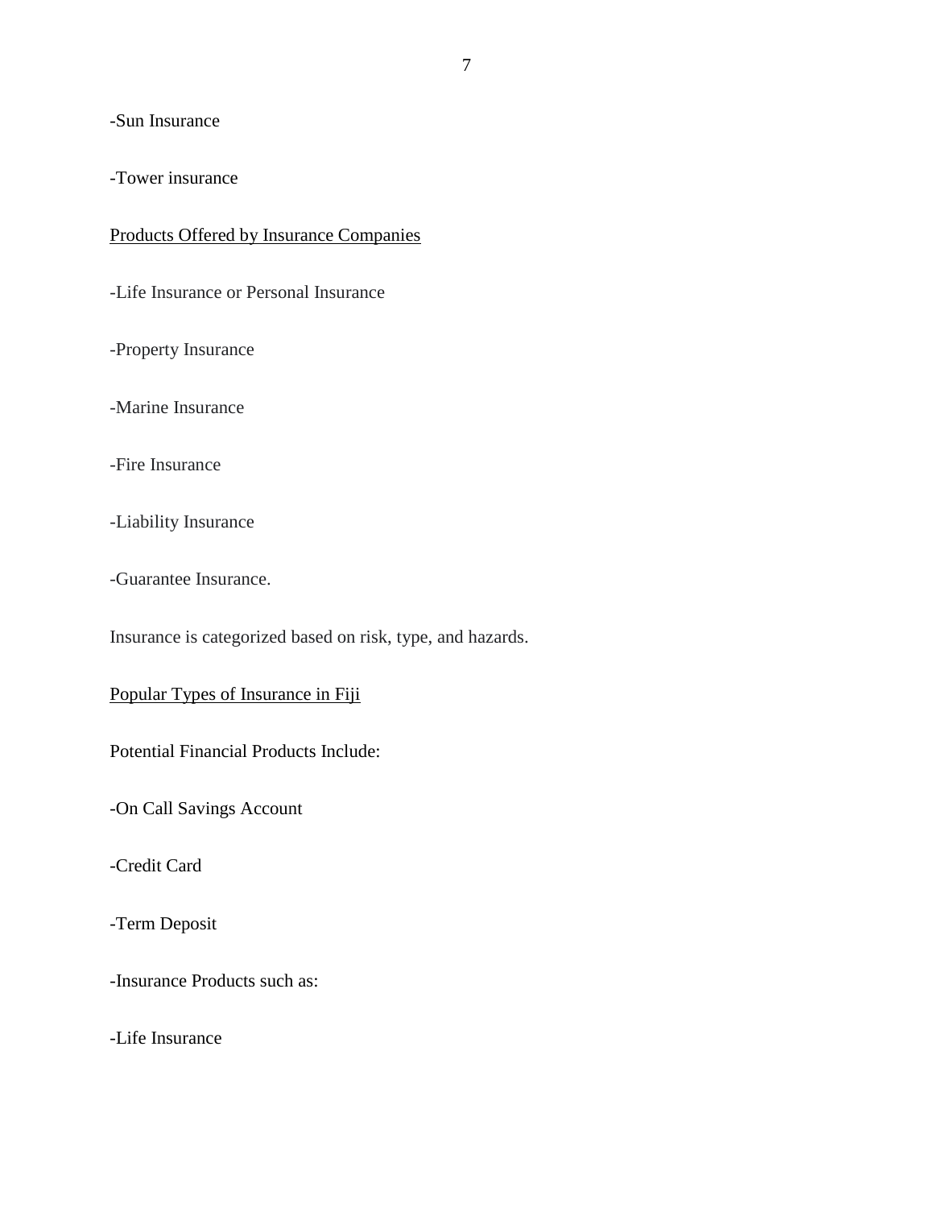-Sun Insurance

-Tower insurance

Products Offered by Insurance Companies

-Life Insurance or Personal Insurance

-Property Insurance

-Marine Insurance

-Fire Insurance

-Liability Insurance

-Guarantee Insurance.

Insurance is categorized based on risk, type, and hazards.

Popular Types of Insurance in Fiji

Potential Financial Products Include:

-On Call Savings Account

-Credit Card

-Term Deposit

-Insurance Products such as:

-Life Insurance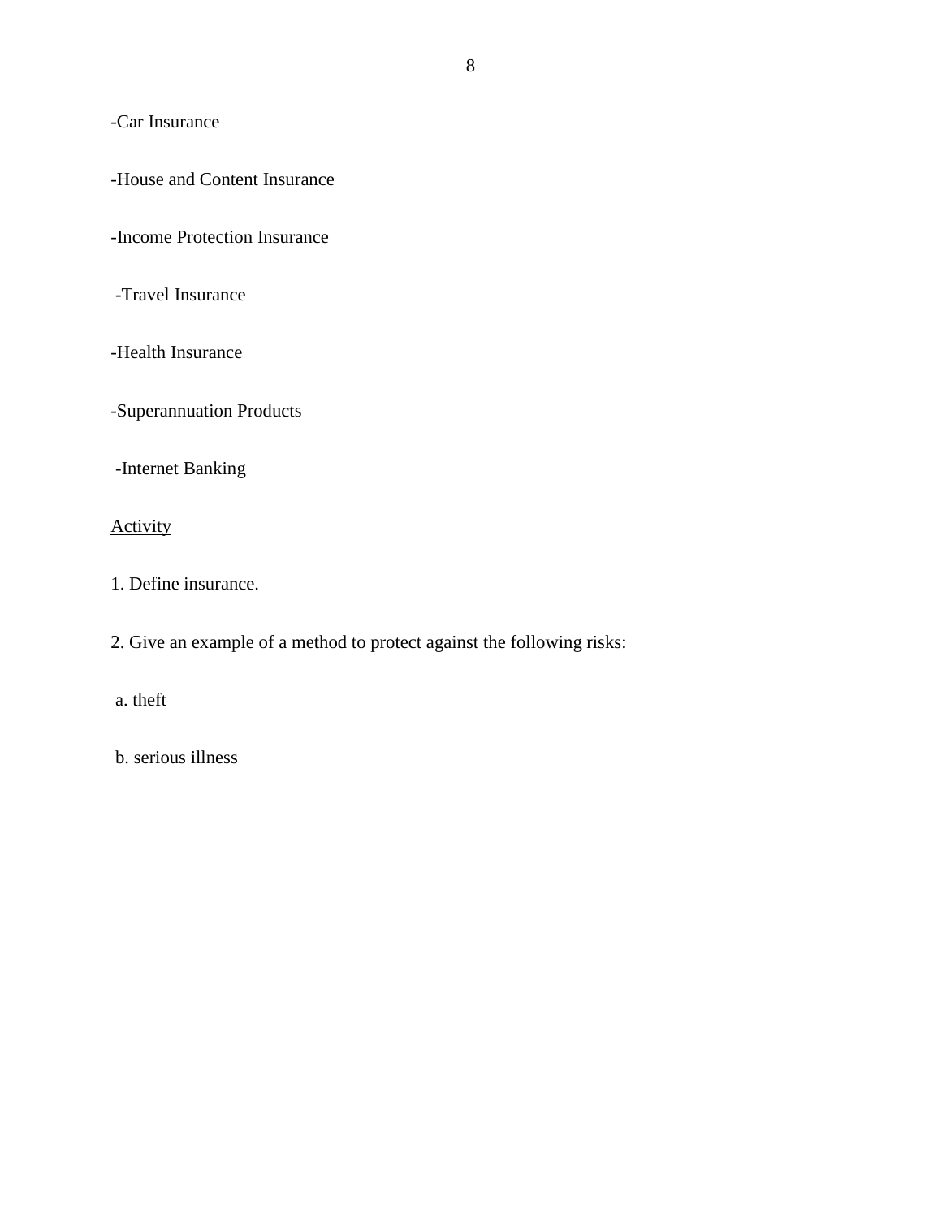-Car Insurance

-House and Content Insurance

-Income Protection Insurance

-Travel Insurance

-Health Insurance

-Superannuation Products

-Internet Banking

<u>Activity</u>

1. Define insurance.

2. Give an example of a method to protect against the following risks:

a. theft

b. serious illness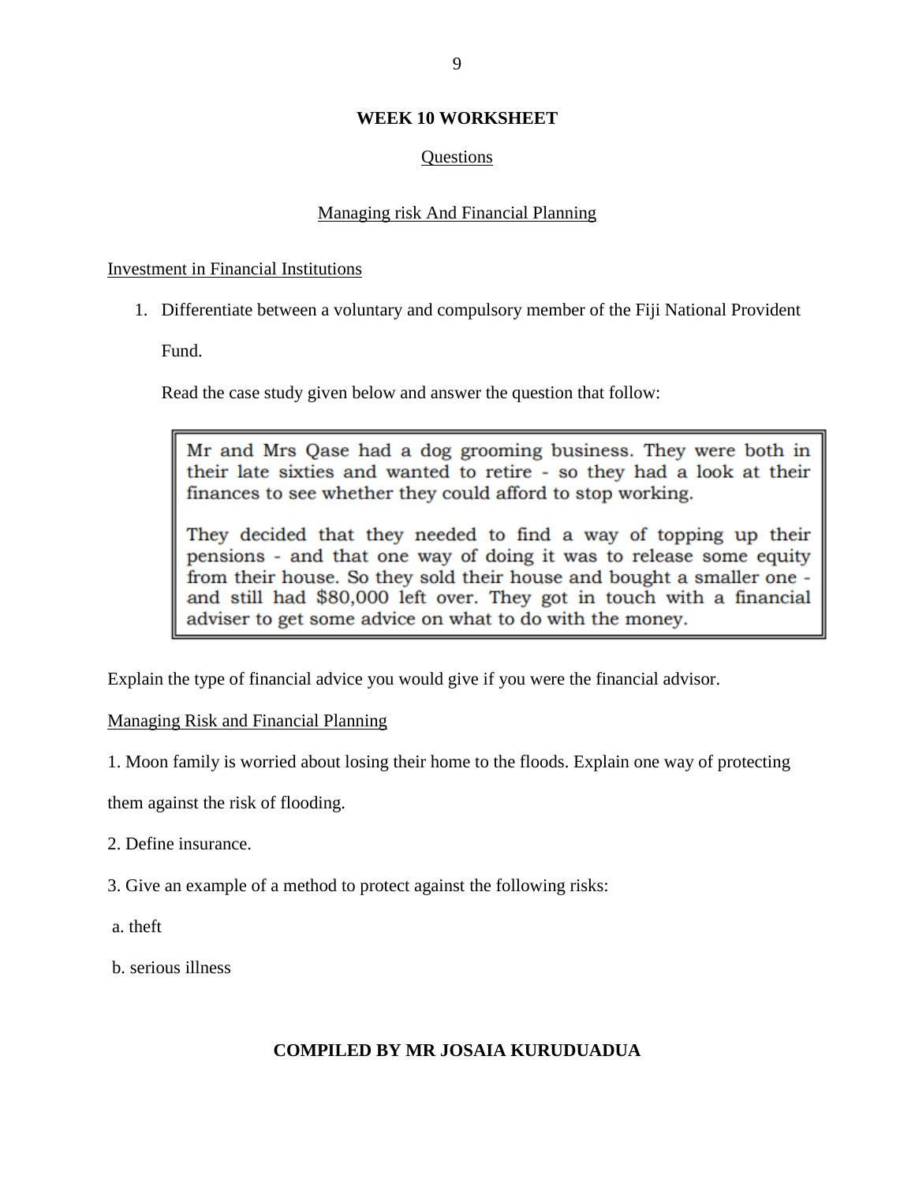# WEEK 10 WORKSHEET

## Questions

### Managing risk And Financial Planning

Investment in Financial Institutions

1. Differentiate between a voluntary and compulsory member of the Fiji National Provident Fund.

   Read the case study given below and answer the question that follow:

> Mr and Mrs Qase had a dog grooming business. They were both in their late sixties and wanted to retire - so they had a look at their finances to see whether they could afford to stop working.
>
> They decided that they needed to find a way of topping up their pensions - and that one way of doing it was to release some equity from their house. So they sold their house and bought a smaller one - and still had $80,000 left over. They got in touch with a financial adviser to get some advice on what to do with the money.

Explain the type of financial advice you would give if you were the financial advisor.

Managing Risk and Financial Planning

1. Moon family is worried about losing their home to the floods. Explain one way of protecting them against the risk of flooding.

2. Define insurance.

3. Give an example of a method to protect against the following risks:

   a. theft

   b. serious illness

**COMPILED BY MR JOSAIA KURUDUADUA**